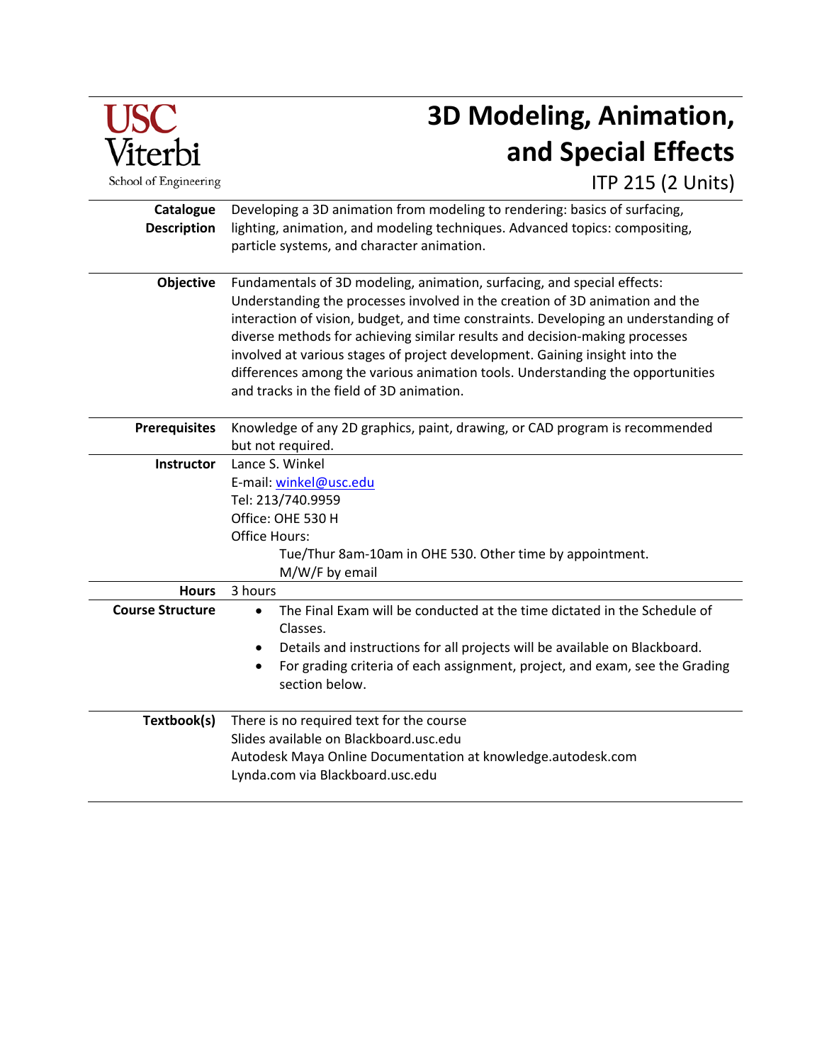USC Viterbi School of Engineering

# 3D Modeling, Animation, and Special Effects

## ITP 215 (2 Units)

**Catalogue Description**
Developing a 3D animation from modeling to rendering: basics of surfacing, lighting, animation, and modeling techniques. Advanced topics: compositing, particle systems, and character animation.

**Objective**
Fundamentals of 3D modeling, animation, surfacing, and special effects: Understanding the processes involved in the creation of 3D animation and the interaction of vision, budget, and time constraints. Developing an understanding of diverse methods for achieving similar results and decision-making processes involved at various stages of project development. Gaining insight into the differences among the various animation tools. Understanding the opportunities and tracks in the field of 3D animation.

**Prerequisites**
Knowledge of any 2D graphics, paint, drawing, or CAD program is recommended but not required.

**Instructor**
Lance S. Winkel
E-mail: winkel@usc.edu
Tel: 213/740.9959
Office: OHE 530 H
Office Hours:
Tue/Thur 8am-10am in OHE 530. Other time by appointment.
M/W/F by email

**Hours**
3 hours

**Course Structure**
- The Final Exam will be conducted at the time dictated in the Schedule of Classes.
- Details and instructions for all projects will be available on Blackboard.
- For grading criteria of each assignment, project, and exam, see the Grading section below.

**Textbook(s)**
There is no required text for the course
Slides available on Blackboard.usc.edu
Autodesk Maya Online Documentation at knowledge.autodesk.com
Lynda.com via Blackboard.usc.edu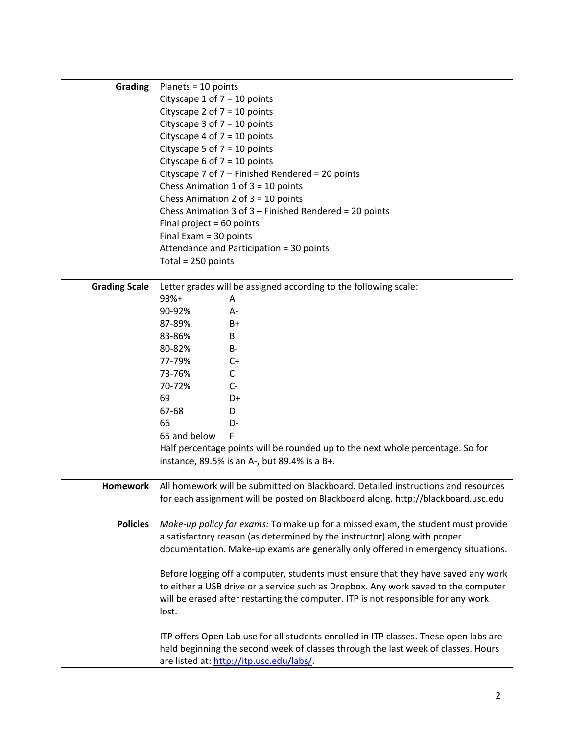**Grading**

Planets = 10 points
Cityscape 1 of 7 = 10 points
Cityscape 2 of 7 = 10 points
Cityscape 3 of 7 = 10 points
Cityscape 4 of 7 = 10 points
Cityscape 5 of 7 = 10 points
Cityscape 6 of 7 = 10 points
Cityscape 7 of 7 – Finished Rendered = 20 points
Chess Animation 1 of 3 = 10 points
Chess Animation 2 of 3 = 10 points
Chess Animation 3 of 3 – Finished Rendered = 20 points
Final project = 60 points
Final Exam = 30 points
Attendance and Participation = 30 points
Total = 250 points

**Grading Scale**

Letter grades will be assigned according to the following scale:

| | |
|---|---|
| 93%+ | A |
| 90-92% | A- |
| 87-89% | B+ |
| 83-86% | B |
| 80-82% | B- |
| 77-79% | C+ |
| 73-76% | C |
| 70-72% | C- |
| 69 | D+ |
| 67-68 | D |
| 66 | D- |
| 65 and below | F |

Half percentage points will be rounded up to the next whole percentage. So for instance, 89.5% is an A-, but 89.4% is a B+.

**Homework**

All homework will be submitted on Blackboard. Detailed instructions and resources for each assignment will be posted on Blackboard along. http://blackboard.usc.edu

**Policies**

*Make-up policy for exams:* To make up for a missed exam, the student must provide a satisfactory reason (as determined by the instructor) along with proper documentation. Make-up exams are generally only offered in emergency situations.

Before logging off a computer, students must ensure that they have saved any work to either a USB drive or a service such as Dropbox. Any work saved to the computer will be erased after restarting the computer. ITP is not responsible for any work lost.

ITP offers Open Lab use for all students enrolled in ITP classes. These open labs are held beginning the second week of classes through the last week of classes. Hours are listed at: [http://itp.usc.edu/labs/](http://itp.usc.edu/labs/).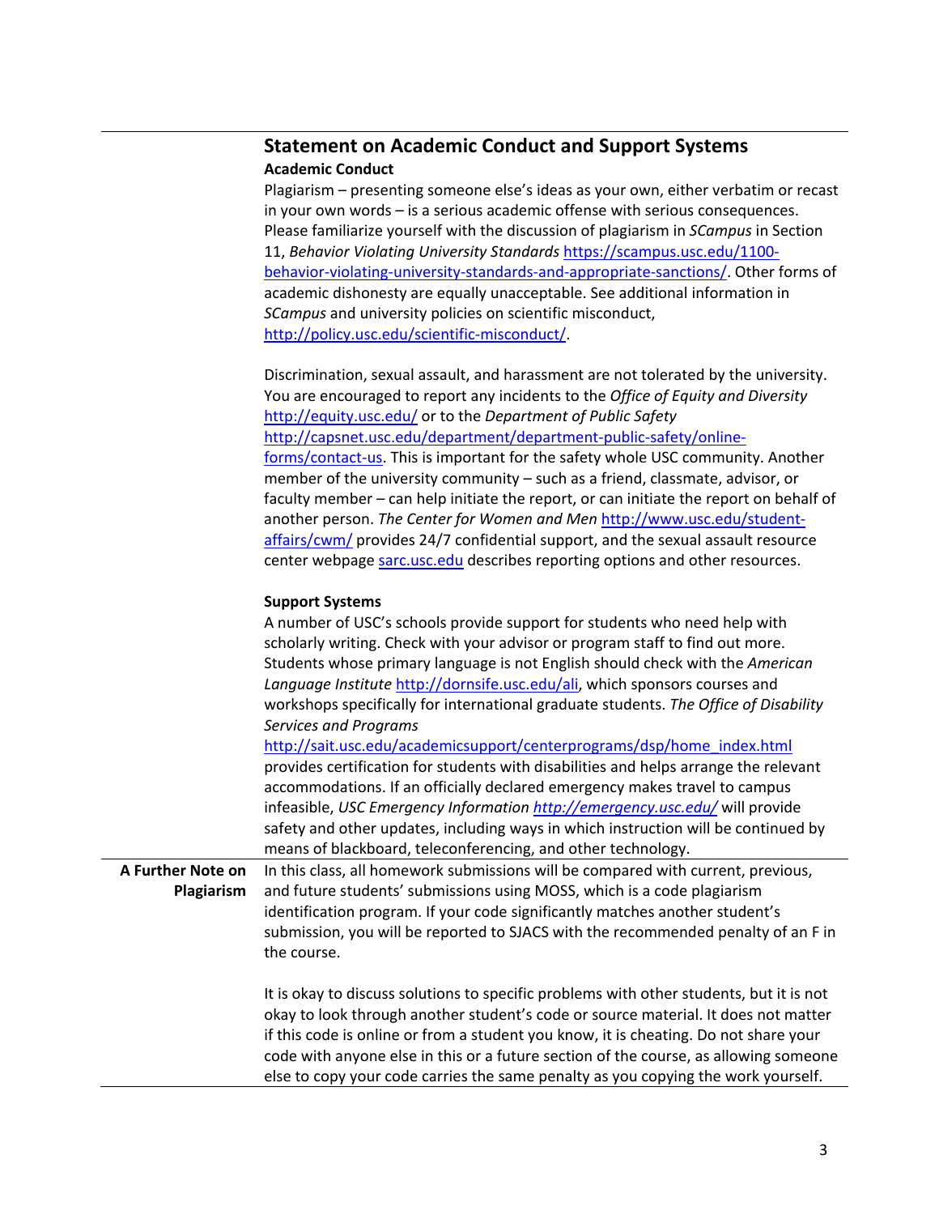## Statement on Academic Conduct and Support Systems

**Academic Conduct**

Plagiarism – presenting someone else's ideas as your own, either verbatim or recast in your own words – is a serious academic offense with serious consequences. Please familiarize yourself with the discussion of plagiarism in *SCampus* in Section 11, *Behavior Violating University Standards* https://scampus.usc.edu/1100-behavior-violating-university-standards-and-appropriate-sanctions/. Other forms of academic dishonesty are equally unacceptable. See additional information in *SCampus* and university policies on scientific misconduct, http://policy.usc.edu/scientific-misconduct/.

Discrimination, sexual assault, and harassment are not tolerated by the university. You are encouraged to report any incidents to the *Office of Equity and Diversity* http://equity.usc.edu/ or to the *Department of Public Safety* http://capsnet.usc.edu/department/department-public-safety/online-forms/contact-us. This is important for the safety whole USC community. Another member of the university community – such as a friend, classmate, advisor, or faculty member – can help initiate the report, or can initiate the report on behalf of another person. *The Center for Women and Men* http://www.usc.edu/student-affairs/cwm/ provides 24/7 confidential support, and the sexual assault resource center webpage sarc.usc.edu describes reporting options and other resources.

**Support Systems**

A number of USC's schools provide support for students who need help with scholarly writing. Check with your advisor or program staff to find out more. Students whose primary language is not English should check with the *American Language Institute* http://dornsife.usc.edu/ali, which sponsors courses and workshops specifically for international graduate students. *The Office of Disability Services and Programs* http://sait.usc.edu/academicsupport/centerprograms/dsp/home_index.html provides certification for students with disabilities and helps arrange the relevant accommodations. If an officially declared emergency makes travel to campus infeasible, *USC Emergency Information* *http://emergency.usc.edu/* will provide safety and other updates, including ways in which instruction will be continued by means of blackboard, teleconferencing, and other technology.

**A Further Note on Plagiarism**

In this class, all homework submissions will be compared with current, previous, and future students' submissions using MOSS, which is a code plagiarism identification program. If your code significantly matches another student's submission, you will be reported to SJACS with the recommended penalty of an F in the course.

It is okay to discuss solutions to specific problems with other students, but it is not okay to look through another student's code or source material. It does not matter if this code is online or from a student you know, it is cheating. Do not share your code with anyone else in this or a future section of the course, as allowing someone else to copy your code carries the same penalty as you copying the work yourself.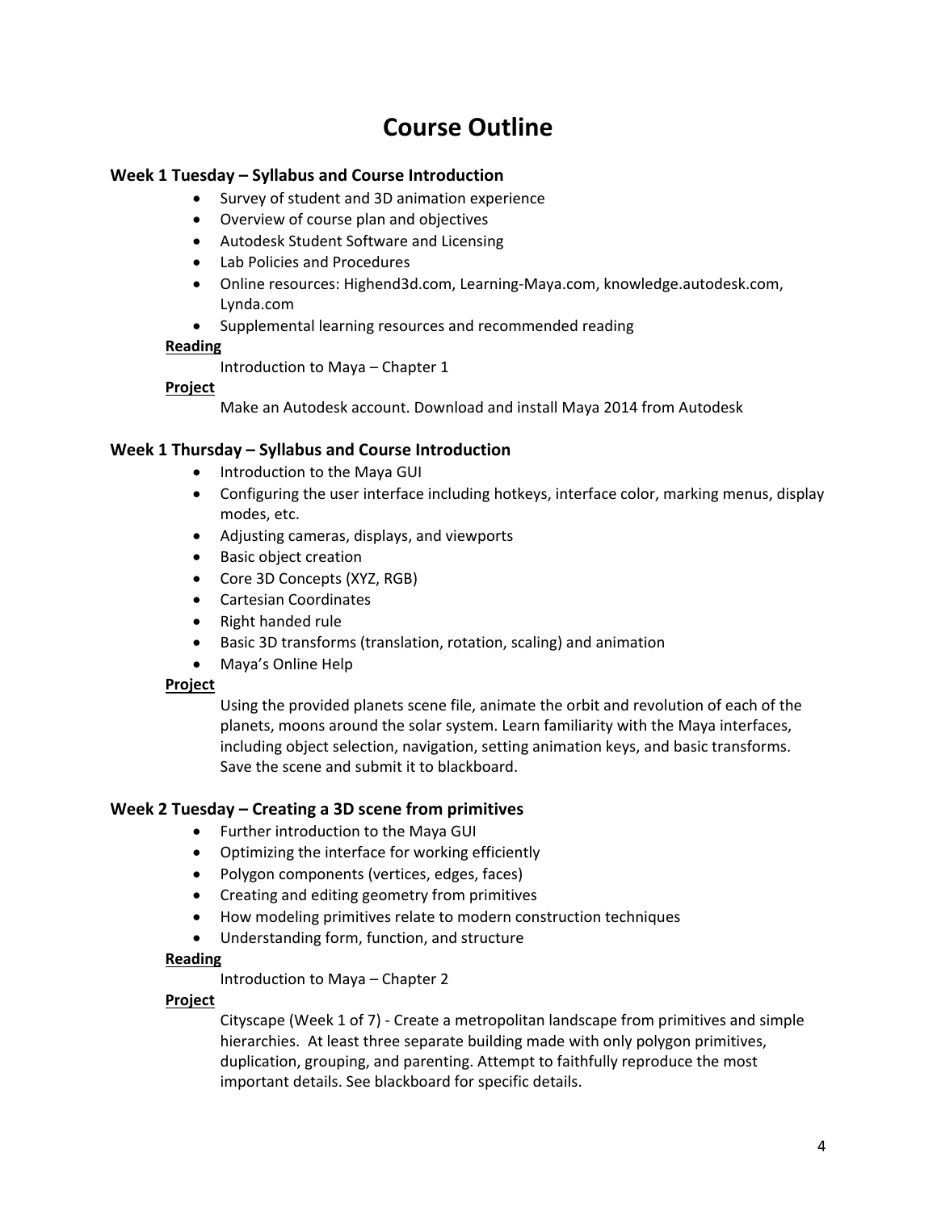# Course Outline

### Week 1 Tuesday – Syllabus and Course Introduction

- Survey of student and 3D animation experience
- Overview of course plan and objectives
- Autodesk Student Software and Licensing
- Lab Policies and Procedures
- Online resources: Highend3d.com, Learning-Maya.com, knowledge.autodesk.com, Lynda.com
- Supplemental learning resources and recommended reading

**Reading**

Introduction to Maya – Chapter 1

**Project**

Make an Autodesk account. Download and install Maya 2014 from Autodesk

### Week 1 Thursday – Syllabus and Course Introduction

- Introduction to the Maya GUI
- Configuring the user interface including hotkeys, interface color, marking menus, display modes, etc.
- Adjusting cameras, displays, and viewports
- Basic object creation
- Core 3D Concepts (XYZ, RGB)
- Cartesian Coordinates
- Right handed rule
- Basic 3D transforms (translation, rotation, scaling) and animation
- Maya's Online Help

**Project**

Using the provided planets scene file, animate the orbit and revolution of each of the planets, moons around the solar system. Learn familiarity with the Maya interfaces, including object selection, navigation, setting animation keys, and basic transforms. Save the scene and submit it to blackboard.

### Week 2 Tuesday – Creating a 3D scene from primitives

- Further introduction to the Maya GUI
- Optimizing the interface for working efficiently
- Polygon components (vertices, edges, faces)
- Creating and editing geometry from primitives
- How modeling primitives relate to modern construction techniques
- Understanding form, function, and structure

**Reading**

Introduction to Maya – Chapter 2

**Project**

Cityscape (Week 1 of 7) - Create a metropolitan landscape from primitives and simple hierarchies. At least three separate building made with only polygon primitives, duplication, grouping, and parenting. Attempt to faithfully reproduce the most important details. See blackboard for specific details.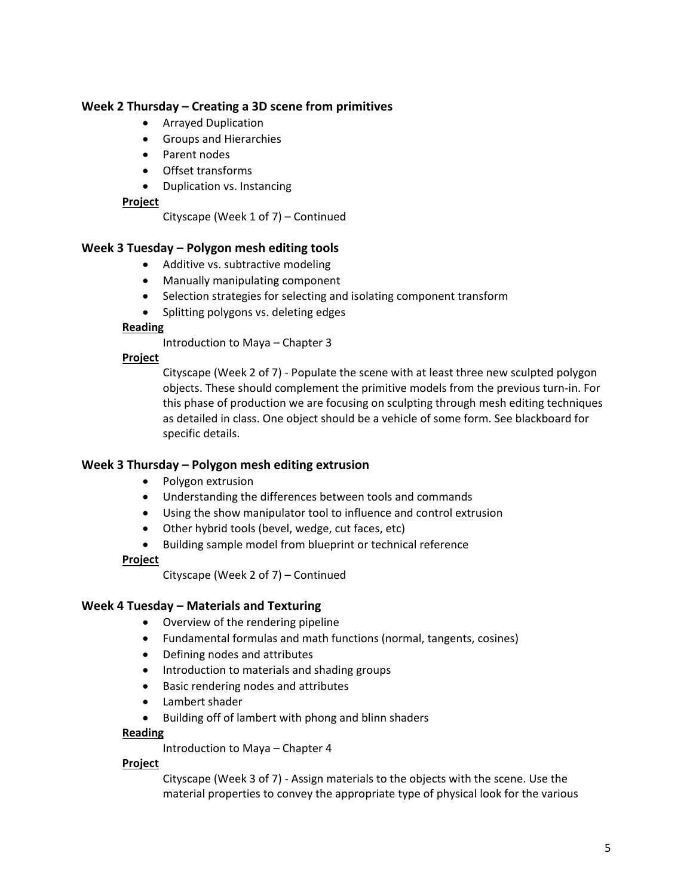### Week 2 Thursday – Creating a 3D scene from primitives

- Arrayed Duplication
- Groups and Hierarchies
- Parent nodes
- Offset transforms
- Duplication vs. Instancing

**Project**

Cityscape (Week 1 of 7) – Continued

### Week 3 Tuesday – Polygon mesh editing tools

- Additive vs. subtractive modeling
- Manually manipulating component
- Selection strategies for selecting and isolating component transform
- Splitting polygons vs. deleting edges

**Reading**

Introduction to Maya – Chapter 3

**Project**

Cityscape (Week 2 of 7) - Populate the scene with at least three new sculpted polygon objects. These should complement the primitive models from the previous turn-in. For this phase of production we are focusing on sculpting through mesh editing techniques as detailed in class. One object should be a vehicle of some form. See blackboard for specific details.

### Week 3 Thursday – Polygon mesh editing extrusion

- Polygon extrusion
- Understanding the differences between tools and commands
- Using the show manipulator tool to influence and control extrusion
- Other hybrid tools (bevel, wedge, cut faces, etc)
- Building sample model from blueprint or technical reference

**Project**

Cityscape (Week 2 of 7) – Continued

### Week 4 Tuesday – Materials and Texturing

- Overview of the rendering pipeline
- Fundamental formulas and math functions (normal, tangents, cosines)
- Defining nodes and attributes
- Introduction to materials and shading groups
- Basic rendering nodes and attributes
- Lambert shader
- Building off of lambert with phong and blinn shaders

**Reading**

Introduction to Maya – Chapter 4

**Project**

Cityscape (Week 3 of 7) - Assign materials to the objects with the scene. Use the material properties to convey the appropriate type of physical look for the various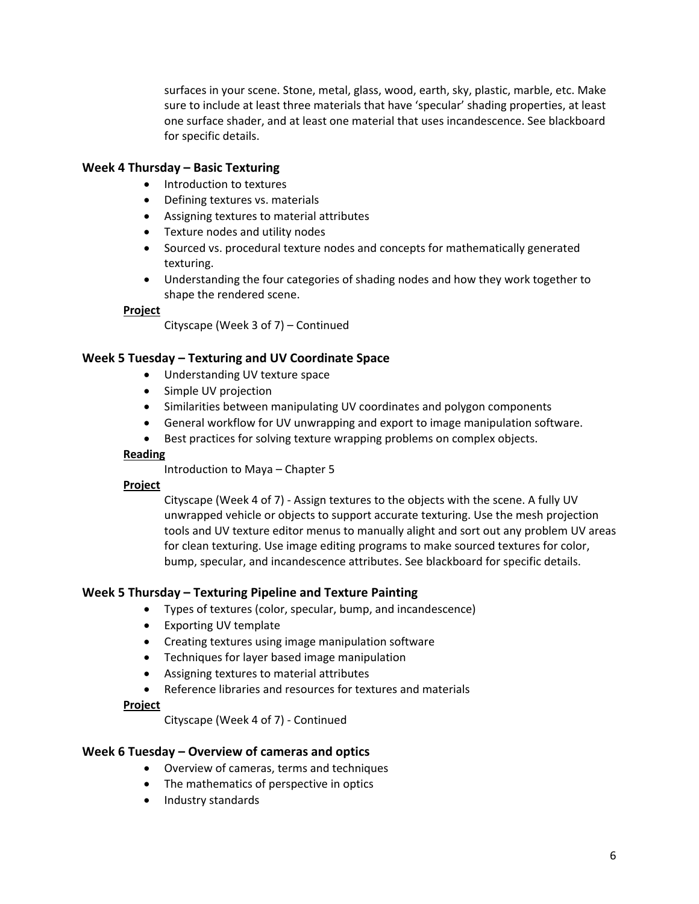surfaces in your scene. Stone, metal, glass, wood, earth, sky, plastic, marble, etc. Make sure to include at least three materials that have 'specular' shading properties, at least one surface shader, and at least one material that uses incandescence. See blackboard for specific details.

### Week 4 Thursday – Basic Texturing

- Introduction to textures
- Defining textures vs. materials
- Assigning textures to material attributes
- Texture nodes and utility nodes
- Sourced vs. procedural texture nodes and concepts for mathematically generated texturing.
- Understanding the four categories of shading nodes and how they work together to shape the rendered scene.

**Project**

Cityscape (Week 3 of 7) – Continued

### Week 5 Tuesday – Texturing and UV Coordinate Space

- Understanding UV texture space
- Simple UV projection
- Similarities between manipulating UV coordinates and polygon components
- General workflow for UV unwrapping and export to image manipulation software.
- Best practices for solving texture wrapping problems on complex objects.

**Reading**

Introduction to Maya – Chapter 5

**Project**

Cityscape (Week 4 of 7) - Assign textures to the objects with the scene. A fully UV unwrapped vehicle or objects to support accurate texturing. Use the mesh projection tools and UV texture editor menus to manually alight and sort out any problem UV areas for clean texturing. Use image editing programs to make sourced textures for color, bump, specular, and incandescence attributes. See blackboard for specific details.

### Week 5 Thursday – Texturing Pipeline and Texture Painting

- Types of textures (color, specular, bump, and incandescence)
- Exporting UV template
- Creating textures using image manipulation software
- Techniques for layer based image manipulation
- Assigning textures to material attributes
- Reference libraries and resources for textures and materials

**Project**

Cityscape (Week 4 of 7) - Continued

### Week 6 Tuesday – Overview of cameras and optics

- Overview of cameras, terms and techniques
- The mathematics of perspective in optics
- Industry standards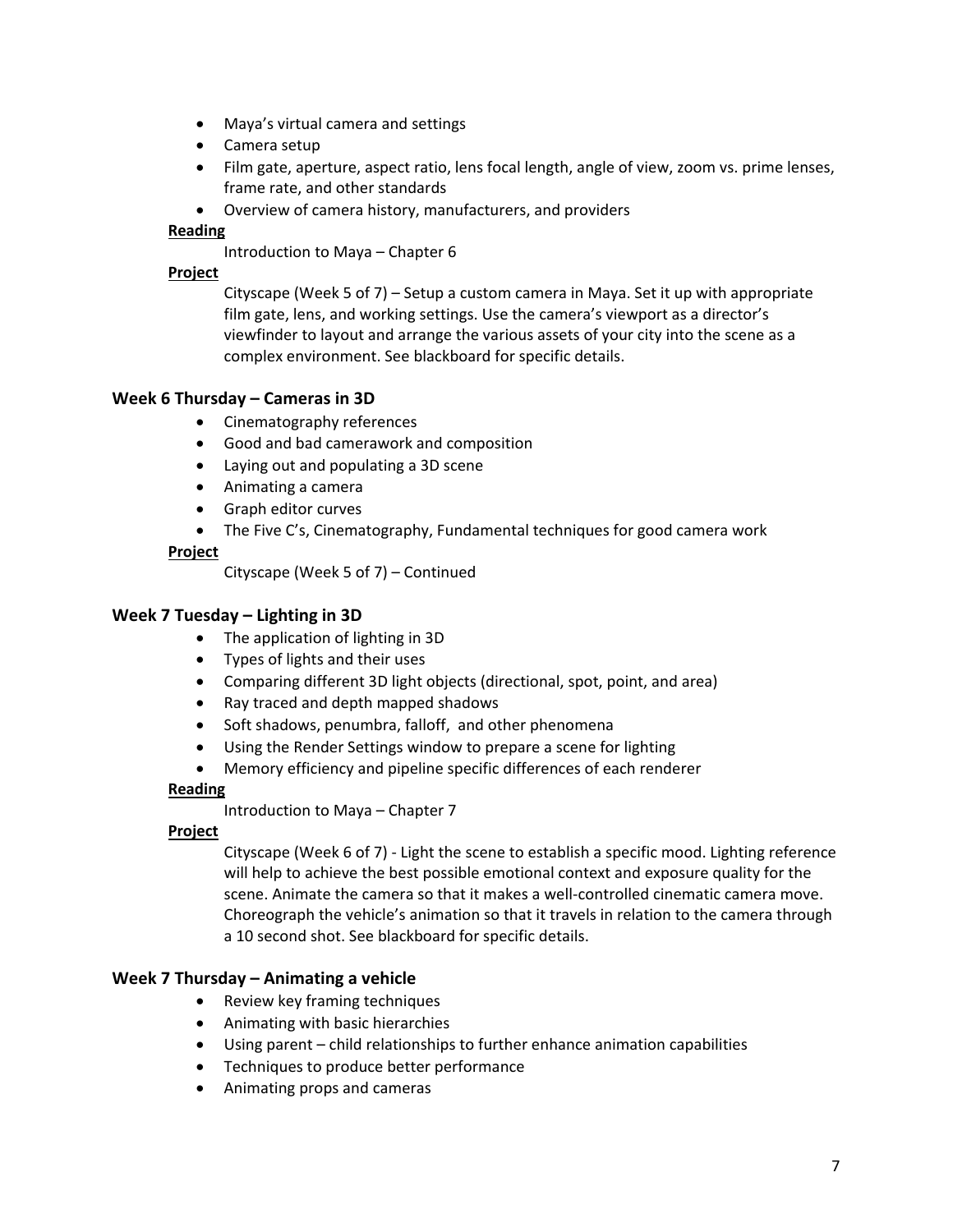- Maya's virtual camera and settings
- Camera setup
- Film gate, aperture, aspect ratio, lens focal length, angle of view, zoom vs. prime lenses, frame rate, and other standards
- Overview of camera history, manufacturers, and providers

**Reading**

Introduction to Maya – Chapter 6

**Project**

Cityscape (Week 5 of 7) – Setup a custom camera in Maya. Set it up with appropriate film gate, lens, and working settings. Use the camera's viewport as a director's viewfinder to layout and arrange the various assets of your city into the scene as a complex environment. See blackboard for specific details.

### Week 6 Thursday – Cameras in 3D

- Cinematography references
- Good and bad camerawork and composition
- Laying out and populating a 3D scene
- Animating a camera
- Graph editor curves
- The Five C's, Cinematography, Fundamental techniques for good camera work

**Project**

Cityscape (Week 5 of 7) – Continued

### Week 7 Tuesday – Lighting in 3D

- The application of lighting in 3D
- Types of lights and their uses
- Comparing different 3D light objects (directional, spot, point, and area)
- Ray traced and depth mapped shadows
- Soft shadows, penumbra, falloff, and other phenomena
- Using the Render Settings window to prepare a scene for lighting
- Memory efficiency and pipeline specific differences of each renderer

**Reading**

Introduction to Maya – Chapter 7

**Project**

Cityscape (Week 6 of 7) - Light the scene to establish a specific mood. Lighting reference will help to achieve the best possible emotional context and exposure quality for the scene. Animate the camera so that it makes a well-controlled cinematic camera move. Choreograph the vehicle's animation so that it travels in relation to the camera through a 10 second shot. See blackboard for specific details.

### Week 7 Thursday – Animating a vehicle

- Review key framing techniques
- Animating with basic hierarchies
- Using parent – child relationships to further enhance animation capabilities
- Techniques to produce better performance
- Animating props and cameras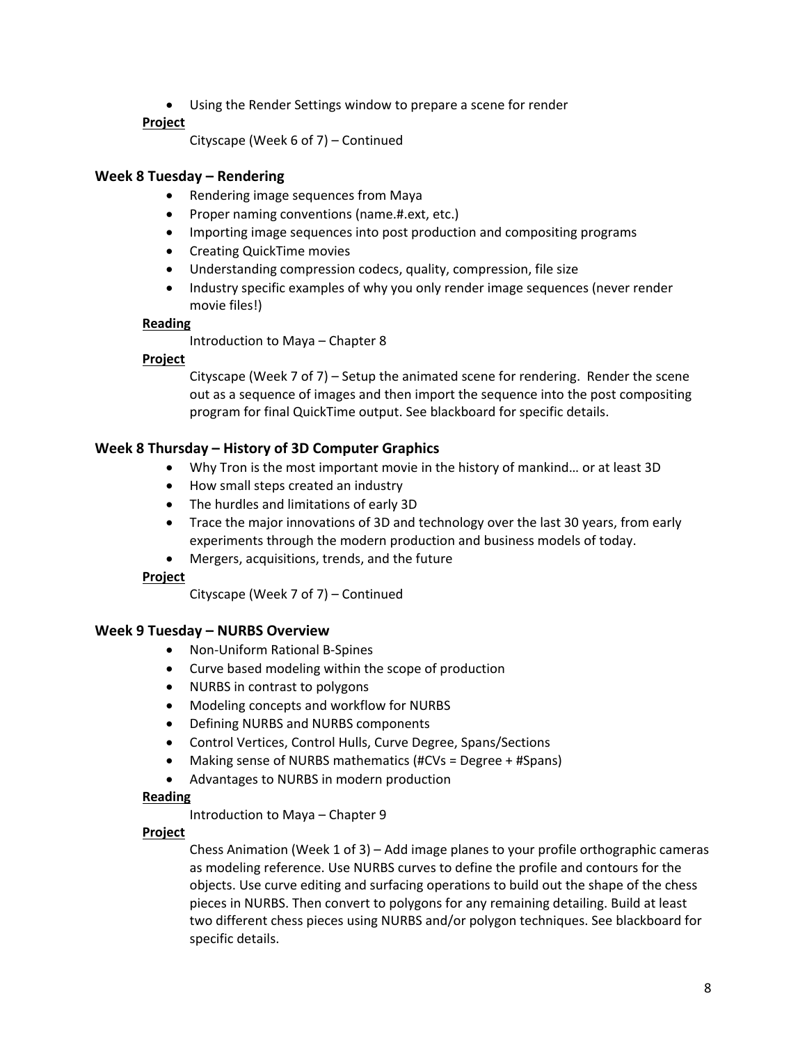- Using the Render Settings window to prepare a scene for render

**Project**

Cityscape (Week 6 of 7) – Continued

### Week 8 Tuesday – Rendering

- Rendering image sequences from Maya
- Proper naming conventions (name.#.ext, etc.)
- Importing image sequences into post production and compositing programs
- Creating QuickTime movies
- Understanding compression codecs, quality, compression, file size
- Industry specific examples of why you only render image sequences (never render movie files!)

**Reading**

Introduction to Maya – Chapter 8

**Project**

Cityscape (Week 7 of 7) – Setup the animated scene for rendering. Render the scene out as a sequence of images and then import the sequence into the post compositing program for final QuickTime output. See blackboard for specific details.

### Week 8 Thursday – History of 3D Computer Graphics

- Why Tron is the most important movie in the history of mankind… or at least 3D
- How small steps created an industry
- The hurdles and limitations of early 3D
- Trace the major innovations of 3D and technology over the last 30 years, from early experiments through the modern production and business models of today.
- Mergers, acquisitions, trends, and the future

**Project**

Cityscape (Week 7 of 7) – Continued

### Week 9 Tuesday – NURBS Overview

- Non-Uniform Rational B-Spines
- Curve based modeling within the scope of production
- NURBS in contrast to polygons
- Modeling concepts and workflow for NURBS
- Defining NURBS and NURBS components
- Control Vertices, Control Hulls, Curve Degree, Spans/Sections
- Making sense of NURBS mathematics (#CVs = Degree + #Spans)
- Advantages to NURBS in modern production

**Reading**

Introduction to Maya – Chapter 9

**Project**

Chess Animation (Week 1 of 3) – Add image planes to your profile orthographic cameras as modeling reference. Use NURBS curves to define the profile and contours for the objects. Use curve editing and surfacing operations to build out the shape of the chess pieces in NURBS. Then convert to polygons for any remaining detailing. Build at least two different chess pieces using NURBS and/or polygon techniques. See blackboard for specific details.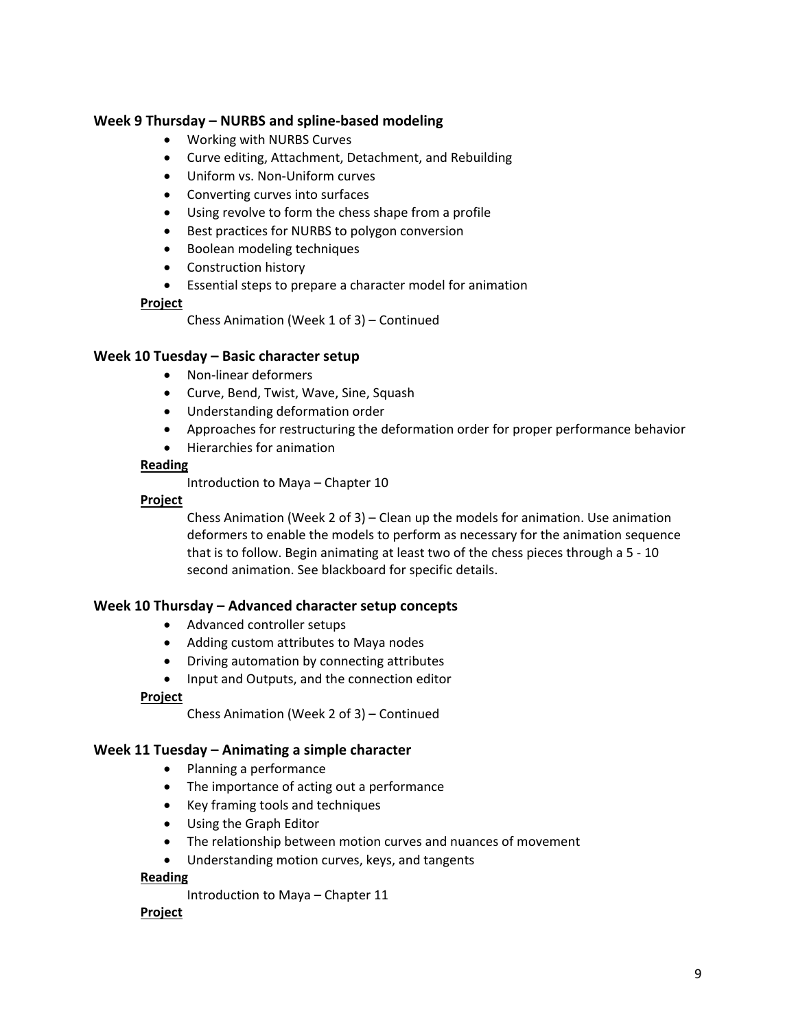### Week 9 Thursday – NURBS and spline-based modeling

- Working with NURBS Curves
- Curve editing, Attachment, Detachment, and Rebuilding
- Uniform vs. Non-Uniform curves
- Converting curves into surfaces
- Using revolve to form the chess shape from a profile
- Best practices for NURBS to polygon conversion
- Boolean modeling techniques
- Construction history
- Essential steps to prepare a character model for animation

**Project**

Chess Animation (Week 1 of 3) – Continued

### Week 10 Tuesday – Basic character setup

- Non-linear deformers
- Curve, Bend, Twist, Wave, Sine, Squash
- Understanding deformation order
- Approaches for restructuring the deformation order for proper performance behavior
- Hierarchies for animation

**Reading**

Introduction to Maya – Chapter 10

**Project**

Chess Animation (Week 2 of 3) – Clean up the models for animation. Use animation deformers to enable the models to perform as necessary for the animation sequence that is to follow. Begin animating at least two of the chess pieces through a 5 - 10 second animation. See blackboard for specific details.

### Week 10 Thursday – Advanced character setup concepts

- Advanced controller setups
- Adding custom attributes to Maya nodes
- Driving automation by connecting attributes
- Input and Outputs, and the connection editor

**Project**

Chess Animation (Week 2 of 3) – Continued

### Week 11 Tuesday – Animating a simple character

- Planning a performance
- The importance of acting out a performance
- Key framing tools and techniques
- Using the Graph Editor
- The relationship between motion curves and nuances of movement
- Understanding motion curves, keys, and tangents

**Reading**

Introduction to Maya – Chapter 11

**Project**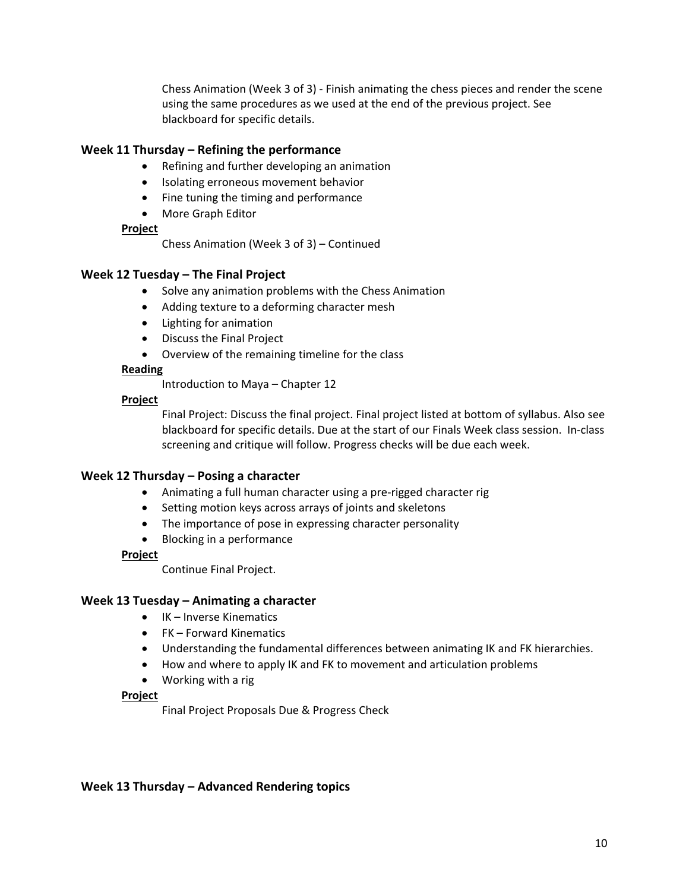Chess Animation (Week 3 of 3) - Finish animating the chess pieces and render the scene using the same procedures as we used at the end of the previous project. See blackboard for specific details.

### Week 11 Thursday – Refining the performance

- Refining and further developing an animation
- Isolating erroneous movement behavior
- Fine tuning the timing and performance
- More Graph Editor

**Project**

Chess Animation (Week 3 of 3) – Continued

### Week 12 Tuesday – The Final Project

- Solve any animation problems with the Chess Animation
- Adding texture to a deforming character mesh
- Lighting for animation
- Discuss the Final Project
- Overview of the remaining timeline for the class

**Reading**

Introduction to Maya – Chapter 12

**Project**

Final Project: Discuss the final project. Final project listed at bottom of syllabus. Also see blackboard for specific details. Due at the start of our Finals Week class session. In-class screening and critique will follow. Progress checks will be due each week.

### Week 12 Thursday – Posing a character

- Animating a full human character using a pre-rigged character rig
- Setting motion keys across arrays of joints and skeletons
- The importance of pose in expressing character personality
- Blocking in a performance

**Project**

Continue Final Project.

### Week 13 Tuesday – Animating a character

- IK – Inverse Kinematics
- FK – Forward Kinematics
- Understanding the fundamental differences between animating IK and FK hierarchies.
- How and where to apply IK and FK to movement and articulation problems
- Working with a rig

**Project**

Final Project Proposals Due & Progress Check

### Week 13 Thursday – Advanced Rendering topics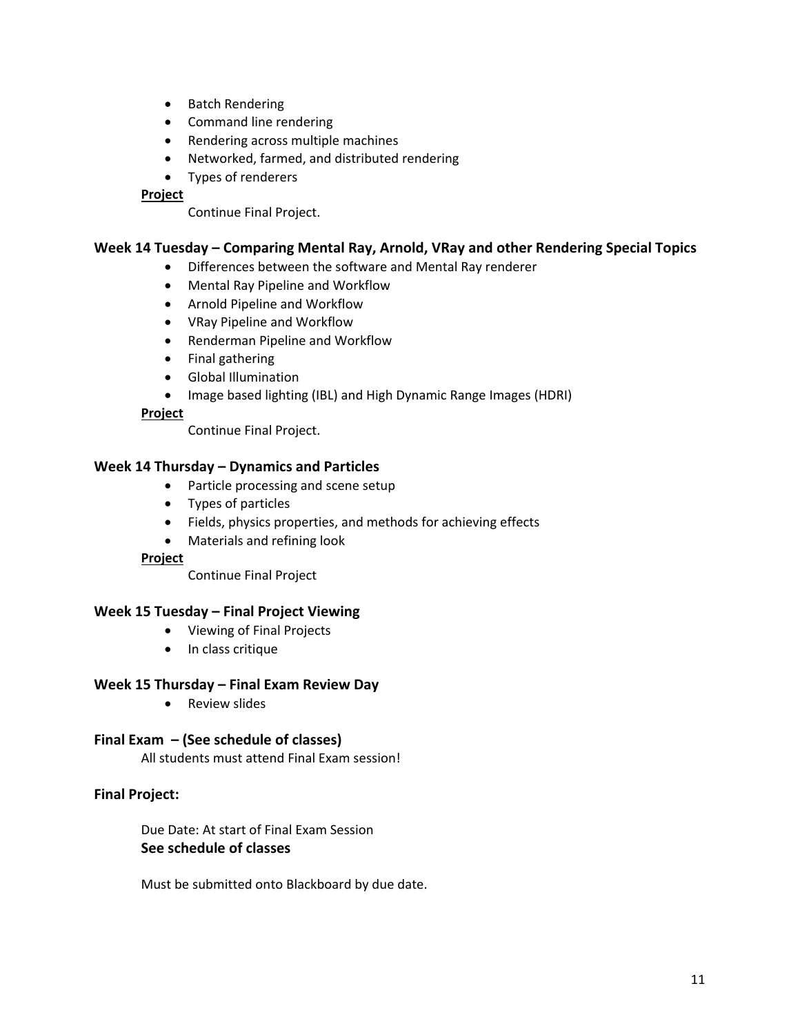- Batch Rendering
- Command line rendering
- Rendering across multiple machines
- Networked, farmed, and distributed rendering
- Types of renderers

**Project**

Continue Final Project.

### Week 14 Tuesday – Comparing Mental Ray, Arnold, VRay and other Rendering Special Topics

- Differences between the software and Mental Ray renderer
- Mental Ray Pipeline and Workflow
- Arnold Pipeline and Workflow
- VRay Pipeline and Workflow
- Renderman Pipeline and Workflow
- Final gathering
- Global Illumination
- Image based lighting (IBL) and High Dynamic Range Images (HDRI)

**Project**

Continue Final Project.

### Week 14 Thursday – Dynamics and Particles

- Particle processing and scene setup
- Types of particles
- Fields, physics properties, and methods for achieving effects
- Materials and refining look

**Project**

Continue Final Project

### Week 15 Tuesday – Final Project Viewing

- Viewing of Final Projects
- In class critique

### Week 15 Thursday – Final Exam Review Day

- Review slides

### Final Exam – (See schedule of classes)

All students must attend Final Exam session!

### Final Project:

Due Date: At start of Final Exam Session
**See schedule of classes**

Must be submitted onto Blackboard by due date.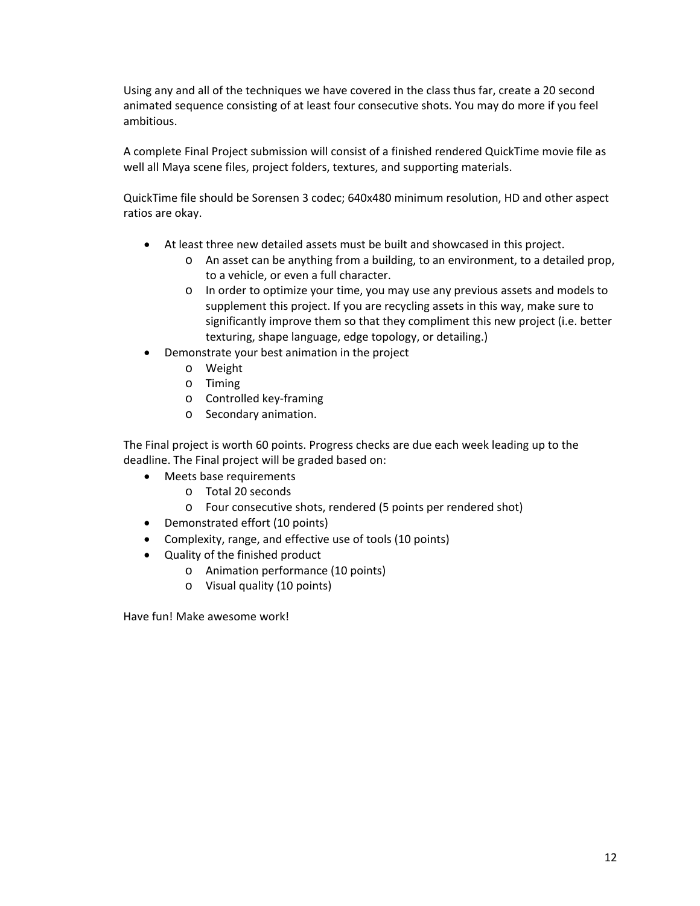Using any and all of the techniques we have covered in the class thus far, create a 20 second animated sequence consisting of at least four consecutive shots. You may do more if you feel ambitious.

A complete Final Project submission will consist of a finished rendered QuickTime movie file as well all Maya scene files, project folders, textures, and supporting materials.

QuickTime file should be Sorensen 3 codec; 640x480 minimum resolution, HD and other aspect ratios are okay.

- At least three new detailed assets must be built and showcased in this project.
  - An asset can be anything from a building, to an environment, to a detailed prop, to a vehicle, or even a full character.
  - In order to optimize your time, you may use any previous assets and models to supplement this project. If you are recycling assets in this way, make sure to significantly improve them so that they compliment this new project (i.e. better texturing, shape language, edge topology, or detailing.)
- Demonstrate your best animation in the project
  - Weight
  - Timing
  - Controlled key-framing
  - Secondary animation.

The Final project is worth 60 points. Progress checks are due each week leading up to the deadline. The Final project will be graded based on:

- Meets base requirements
  - Total 20 seconds
  - Four consecutive shots, rendered (5 points per rendered shot)
- Demonstrated effort (10 points)
- Complexity, range, and effective use of tools (10 points)
- Quality of the finished product
  - Animation performance (10 points)
  - Visual quality (10 points)

Have fun! Make awesome work!